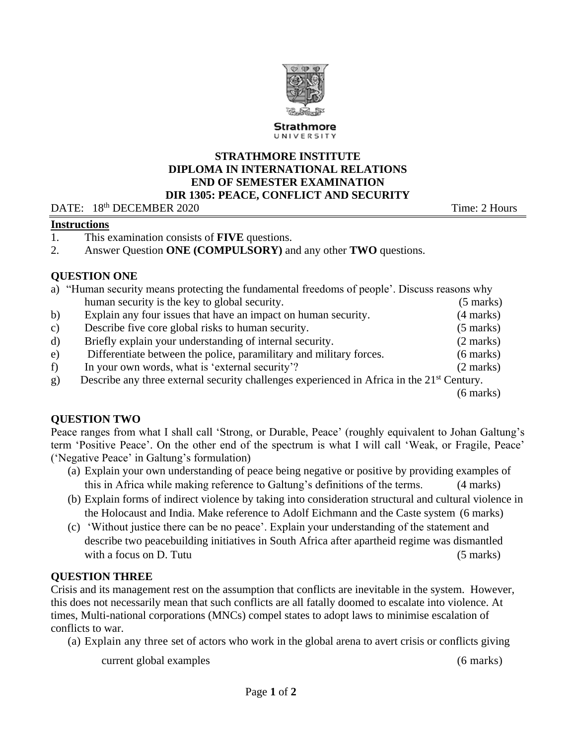Strathmore UNIVERSITY

**STRATHMORE INSTITUTE**
**DIPLOMA IN INTERNATIONAL RELATIONS**
**END OF SEMESTER EXAMINATION**
**DIR 1305: PEACE, CONFLICT AND SECURITY**

DATE: 18th DECEMBER 2020 Time: 2 Hours

**Instructions**

1. This examination consists of **FIVE** questions.
2. Answer Question **ONE (COMPULSORY)** and any other **TWO** questions.

## QUESTION ONE

a) "Human security means protecting the fundamental freedoms of people'. Discuss reasons why human security is the key to global security. (5 marks)

b) Explain any four issues that have an impact on human security. (4 marks)

c) Describe five core global risks to human security. (5 marks)

d) Briefly explain your understanding of internal security. (2 marks)

e) Differentiate between the police, paramilitary and military forces. (6 marks)

f) In your own words, what is 'external security'? (2 marks)

g) Describe any three external security challenges experienced in Africa in the 21st Century. (6 marks)

## QUESTION TWO

Peace ranges from what I shall call 'Strong, or Durable, Peace' (roughly equivalent to Johan Galtung's term 'Positive Peace'. On the other end of the spectrum is what I will call 'Weak, or Fragile, Peace' ('Negative Peace' in Galtung's formulation)

(a) Explain your own understanding of peace being negative or positive by providing examples of this in Africa while making reference to Galtung's definitions of the terms. (4 marks)

(b) Explain forms of indirect violence by taking into consideration structural and cultural violence in the Holocaust and India. Make reference to Adolf Eichmann and the Caste system (6 marks)

(c) 'Without justice there can be no peace'. Explain your understanding of the statement and describe two peacebuilding initiatives in South Africa after apartheid regime was dismantled with a focus on D. Tutu (5 marks)

## QUESTION THREE

Crisis and its management rest on the assumption that conflicts are inevitable in the system. However, this does not necessarily mean that such conflicts are all fatally doomed to escalate into violence. At times, Multi-national corporations (MNCs) compel states to adopt laws to minimise escalation of conflicts to war.

(a) Explain any three set of actors who work in the global arena to avert crisis or conflicts giving current global examples (6 marks)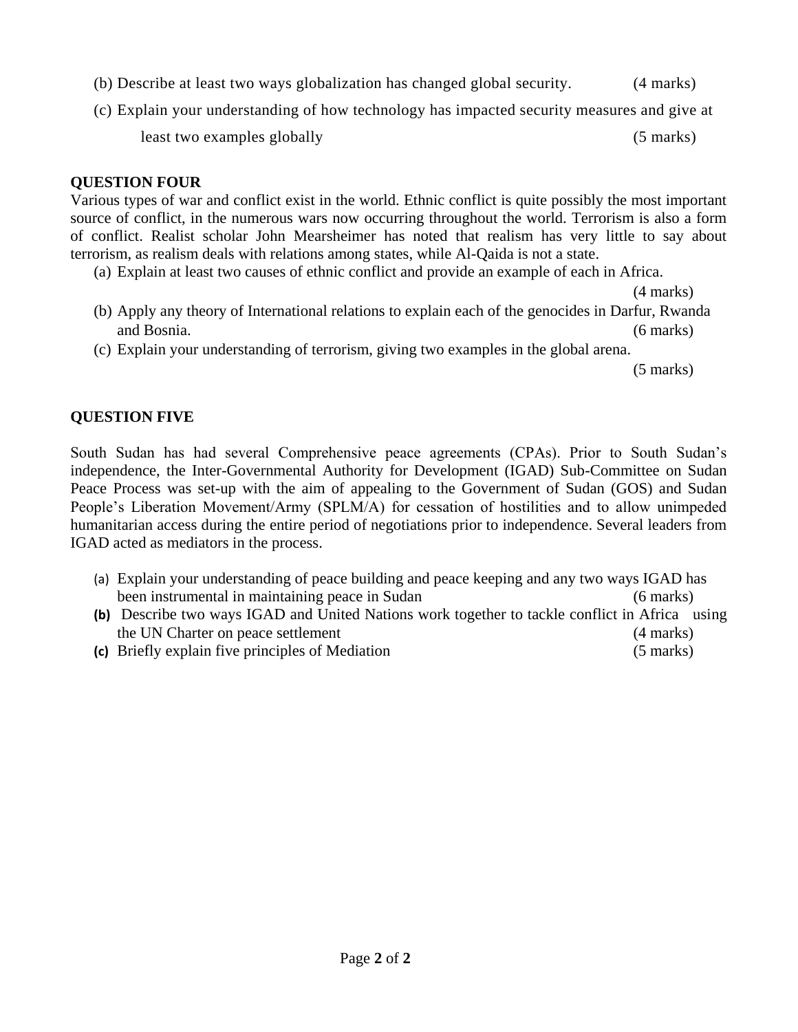(b) Describe at least two ways globalization has changed global security. (4 marks)

(c) Explain your understanding of how technology has impacted security measures and give at least two examples globally (5 marks)

**QUESTION FOUR**

Various types of war and conflict exist in the world. Ethnic conflict is quite possibly the most important source of conflict, in the numerous wars now occurring throughout the world. Terrorism is also a form of conflict. Realist scholar John Mearsheimer has noted that realism has very little to say about terrorism, as realism deals with relations among states, while Al-Qaida is not a state.

(a) Explain at least two causes of ethnic conflict and provide an example of each in Africa. (4 marks)

(b) Apply any theory of International relations to explain each of the genocides in Darfur, Rwanda and Bosnia. (6 marks)

(c) Explain your understanding of terrorism, giving two examples in the global arena. (5 marks)

**QUESTION FIVE**

South Sudan has had several Comprehensive peace agreements (CPAs). Prior to South Sudan's independence, the Inter-Governmental Authority for Development (IGAD) Sub-Committee on Sudan Peace Process was set-up with the aim of appealing to the Government of Sudan (GOS) and Sudan People's Liberation Movement/Army (SPLM/A) for cessation of hostilities and to allow unimpeded humanitarian access during the entire period of negotiations prior to independence. Several leaders from IGAD acted as mediators in the process.

(a) Explain your understanding of peace building and peace keeping and any two ways IGAD has been instrumental in maintaining peace in Sudan (6 marks)

**(b)** Describe two ways IGAD and United Nations work together to tackle conflict in Africa using the UN Charter on peace settlement (4 marks)

**(c)** Briefly explain five principles of Mediation (5 marks)